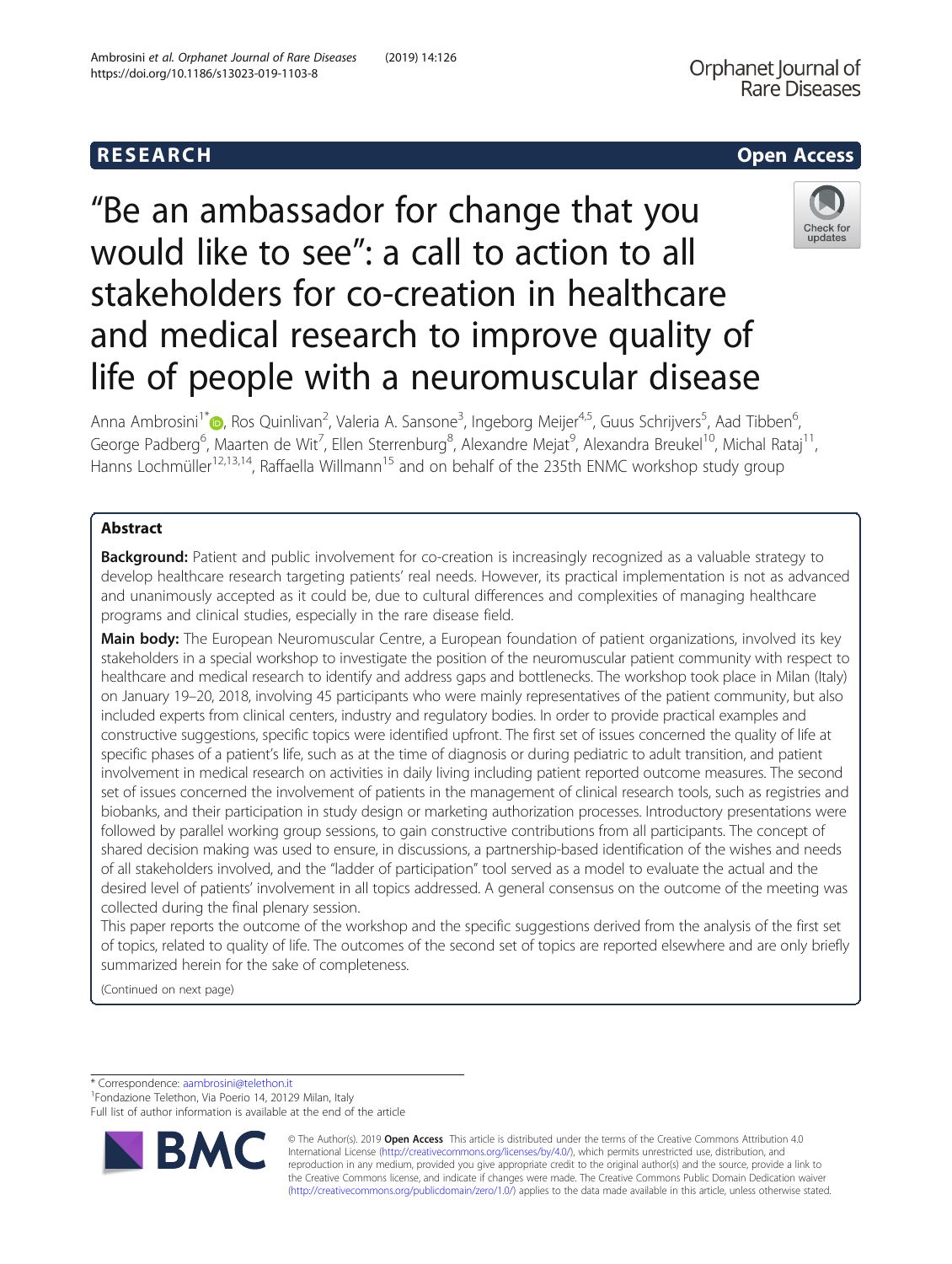RESEARCH

Open Access

# "Be an ambassador for change that you would like to see": a call to action to all stakeholders for co-creation in healthcare and medical research to improve quality of life of people with a neuromuscular disease

Anna Ambrosini[1*], Ros Quinlivan[2], Valeria A. Sansone[3], Ingeborg Meijer[4,5], Guus Schrijvers[5], Aad Tibben[6], George Padberg[6], Maarten de Wit[7], Ellen Sterrenburg[8], Alexandre Mejat[9], Alexandra Breukel[10], Michal Rataj[11], Hanns Lochmüller[12,13,14], Raffaella Willmann[15] and on behalf of the 235th ENMC workshop study group

## Abstract

**Background:** Patient and public involvement for co-creation is increasingly recognized as a valuable strategy to develop healthcare research targeting patients' real needs. However, its practical implementation is not as advanced and unanimously accepted as it could be, due to cultural differences and complexities of managing healthcare programs and clinical studies, especially in the rare disease field.

**Main body:** The European Neuromuscular Centre, a European foundation of patient organizations, involved its key stakeholders in a special workshop to investigate the position of the neuromuscular patient community with respect to healthcare and medical research to identify and address gaps and bottlenecks. The workshop took place in Milan (Italy) on January 19–20, 2018, involving 45 participants who were mainly representatives of the patient community, but also included experts from clinical centers, industry and regulatory bodies. In order to provide practical examples and constructive suggestions, specific topics were identified upfront. The first set of issues concerned the quality of life at specific phases of a patient's life, such as at the time of diagnosis or during pediatric to adult transition, and patient involvement in medical research on activities in daily living including patient reported outcome measures. The second set of issues concerned the involvement of patients in the management of clinical research tools, such as registries and biobanks, and their participation in study design or marketing authorization processes. Introductory presentations were followed by parallel working group sessions, to gain constructive contributions from all participants. The concept of shared decision making was used to ensure, in discussions, a partnership-based identification of the wishes and needs of all stakeholders involved, and the "ladder of participation" tool served as a model to evaluate the actual and the desired level of patients' involvement in all topics addressed. A general consensus on the outcome of the meeting was collected during the final plenary session.

This paper reports the outcome of the workshop and the specific suggestions derived from the analysis of the first set of topics, related to quality of life. The outcomes of the second set of topics are reported elsewhere and are only briefly summarized herein for the sake of completeness.

(Continued on next page)

* Correspondence: aambrosini@telethon.it
[1]Fondazione Telethon, Via Poerio 14, 20129 Milan, Italy
Full list of author information is available at the end of the article

© The Author(s). 2019 **Open Access** This article is distributed under the terms of the Creative Commons Attribution 4.0 International License (http://creativecommons.org/licenses/by/4.0/), which permits unrestricted use, distribution, and reproduction in any medium, provided you give appropriate credit to the original author(s) and the source, provide a link to the Creative Commons license, and indicate if changes were made. The Creative Commons Public Domain Dedication waiver (http://creativecommons.org/publicdomain/zero/1.0/) applies to the data made available in this article, unless otherwise stated.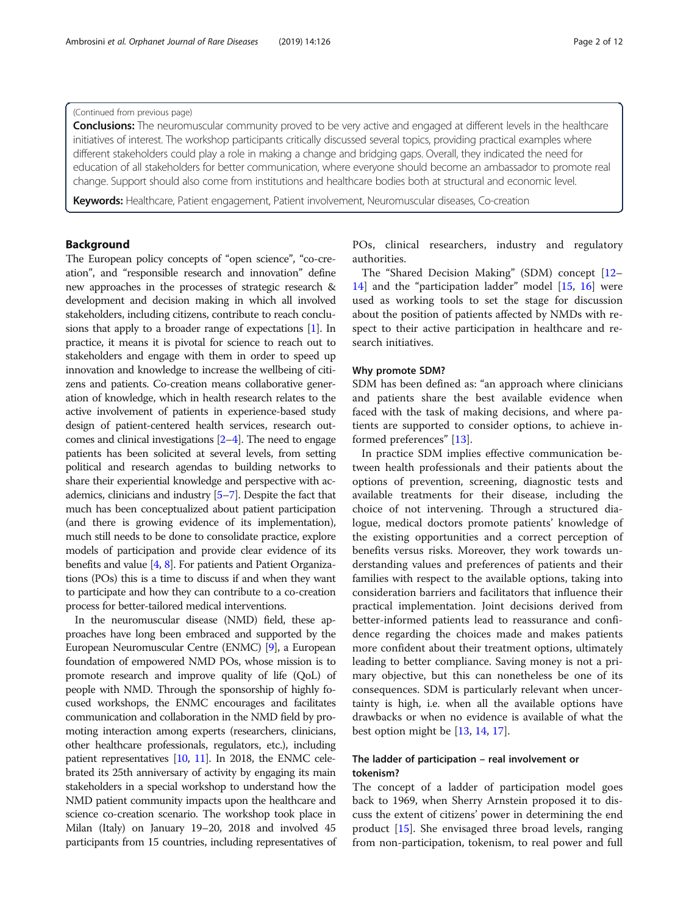(Continued from previous page)

**Conclusions:** The neuromuscular community proved to be very active and engaged at different levels in the healthcare initiatives of interest. The workshop participants critically discussed several topics, providing practical examples where different stakeholders could play a role in making a change and bridging gaps. Overall, they indicated the need for education of all stakeholders for better communication, where everyone should become an ambassador to promote real change. Support should also come from institutions and healthcare bodies both at structural and economic level.

**Keywords:** Healthcare, Patient engagement, Patient involvement, Neuromuscular diseases, Co-creation

## Background

The European policy concepts of "open science", "co-creation", and "responsible research and innovation" define new approaches in the processes of strategic research & development and decision making in which all involved stakeholders, including citizens, contribute to reach conclusions that apply to a broader range of expectations [1]. In practice, it means it is pivotal for science to reach out to stakeholders and engage with them in order to speed up innovation and knowledge to increase the wellbeing of citizens and patients. Co-creation means collaborative generation of knowledge, which in health research relates to the active involvement of patients in experience-based study design of patient-centered health services, research outcomes and clinical investigations [2–4]. The need to engage patients has been solicited at several levels, from setting political and research agendas to building networks to share their experiential knowledge and perspective with academics, clinicians and industry [5–7]. Despite the fact that much has been conceptualized about patient participation (and there is growing evidence of its implementation), much still needs to be done to consolidate practice, explore models of participation and provide clear evidence of its benefits and value [4, 8]. For patients and Patient Organizations (POs) this is a time to discuss if and when they want to participate and how they can contribute to a co-creation process for better-tailored medical interventions.

In the neuromuscular disease (NMD) field, these approaches have long been embraced and supported by the European Neuromuscular Centre (ENMC) [9], a European foundation of empowered NMD POs, whose mission is to promote research and improve quality of life (QoL) of people with NMD. Through the sponsorship of highly focused workshops, the ENMC encourages and facilitates communication and collaboration in the NMD field by promoting interaction among experts (researchers, clinicians, other healthcare professionals, regulators, etc.), including patient representatives [10, 11]. In 2018, the ENMC celebrated its 25th anniversary of activity by engaging its main stakeholders in a special workshop to understand how the NMD patient community impacts upon the healthcare and science co-creation scenario. The workshop took place in Milan (Italy) on January 19–20, 2018 and involved 45 participants from 15 countries, including representatives of POs, clinical researchers, industry and regulatory authorities.

The "Shared Decision Making" (SDM) concept [12–14] and the "participation ladder" model [15, 16] were used as working tools to set the stage for discussion about the position of patients affected by NMDs with respect to their active participation in healthcare and research initiatives.

### Why promote SDM?

SDM has been defined as: "an approach where clinicians and patients share the best available evidence when faced with the task of making decisions, and where patients are supported to consider options, to achieve informed preferences" [13].

In practice SDM implies effective communication between health professionals and their patients about the options of prevention, screening, diagnostic tests and available treatments for their disease, including the choice of not intervening. Through a structured dialogue, medical doctors promote patients' knowledge of the existing opportunities and a correct perception of benefits versus risks. Moreover, they work towards understanding values and preferences of patients and their families with respect to the available options, taking into consideration barriers and facilitators that influence their practical implementation. Joint decisions derived from better-informed patients lead to reassurance and confidence regarding the choices made and makes patients more confident about their treatment options, ultimately leading to better compliance. Saving money is not a primary objective, but this can nonetheless be one of its consequences. SDM is particularly relevant when uncertainty is high, i.e. when all the available options have drawbacks or when no evidence is available of what the best option might be [13, 14, 17].

### The ladder of participation – real involvement or tokenism?

The concept of a ladder of participation model goes back to 1969, when Sherry Arnstein proposed it to discuss the extent of citizens' power in determining the end product [15]. She envisaged three broad levels, ranging from non-participation, tokenism, to real power and full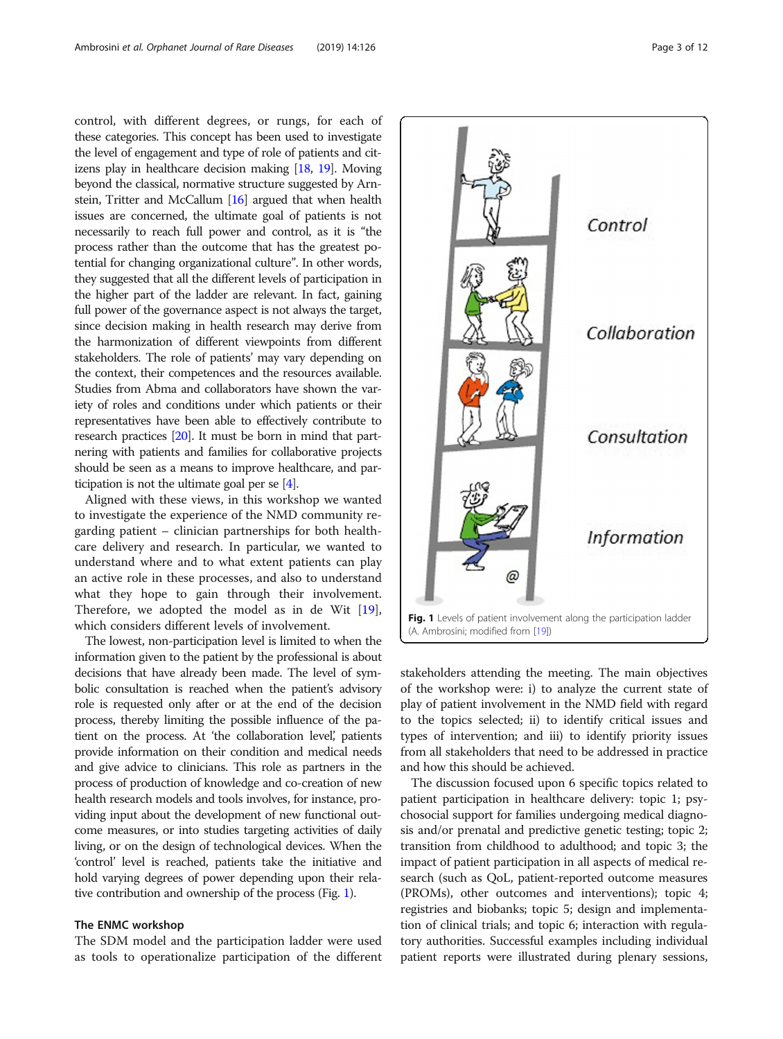control, with different degrees, or rungs, for each of these categories. This concept has been used to investigate the level of engagement and type of role of patients and citizens play in healthcare decision making [18, 19]. Moving beyond the classical, normative structure suggested by Arnstein, Tritter and McCallum [16] argued that when health issues are concerned, the ultimate goal of patients is not necessarily to reach full power and control, as it is "the process rather than the outcome that has the greatest potential for changing organizational culture". In other words, they suggested that all the different levels of participation in the higher part of the ladder are relevant. In fact, gaining full power of the governance aspect is not always the target, since decision making in health research may derive from the harmonization of different viewpoints from different stakeholders. The role of patients' may vary depending on the context, their competences and the resources available. Studies from Abma and collaborators have shown the variety of roles and conditions under which patients or their representatives have been able to effectively contribute to research practices [20]. It must be born in mind that partnering with patients and families for collaborative projects should be seen as a means to improve healthcare, and participation is not the ultimate goal per se [4].

Aligned with these views, in this workshop we wanted to investigate the experience of the NMD community regarding patient – clinician partnerships for both healthcare delivery and research. In particular, we wanted to understand where and to what extent patients can play an active role in these processes, and also to understand what they hope to gain through their involvement. Therefore, we adopted the model as in de Wit [19], which considers different levels of involvement.

The lowest, non-participation level is limited to when the information given to the patient by the professional is about decisions that have already been made. The level of symbolic consultation is reached when the patient's advisory role is requested only after or at the end of the decision process, thereby limiting the possible influence of the patient on the process. At 'the collaboration level', patients provide information on their condition and medical needs and give advice to clinicians. This role as partners in the process of production of knowledge and co-creation of new health research models and tools involves, for instance, providing input about the development of new functional outcome measures, or into studies targeting activities of daily living, or on the design of technological devices. When the 'control' level is reached, patients take the initiative and hold varying degrees of power depending upon their relative contribution and ownership of the process (Fig. 1).

Control

Collaboration

Consultation

Information

@

**Fig. 1** Levels of patient involvement along the participation ladder (A. Ambrosini; modified from [19])

### The ENMC workshop

The SDM model and the participation ladder were used as tools to operationalize participation of the different stakeholders attending the meeting. The main objectives of the workshop were: i) to analyze the current state of play of patient involvement in the NMD field with regard to the topics selected; ii) to identify critical issues and types of intervention; and iii) to identify priority issues from all stakeholders that need to be addressed in practice and how this should be achieved.

The discussion focused upon 6 specific topics related to patient participation in healthcare delivery: topic 1; psychosocial support for families undergoing medical diagnosis and/or prenatal and predictive genetic testing; topic 2; transition from childhood to adulthood; and topic 3; the impact of patient participation in all aspects of medical research (such as QoL, patient-reported outcome measures (PROMs), other outcomes and interventions); topic 4; registries and biobanks; topic 5; design and implementation of clinical trials; and topic 6; interaction with regulatory authorities. Successful examples including individual patient reports were illustrated during plenary sessions,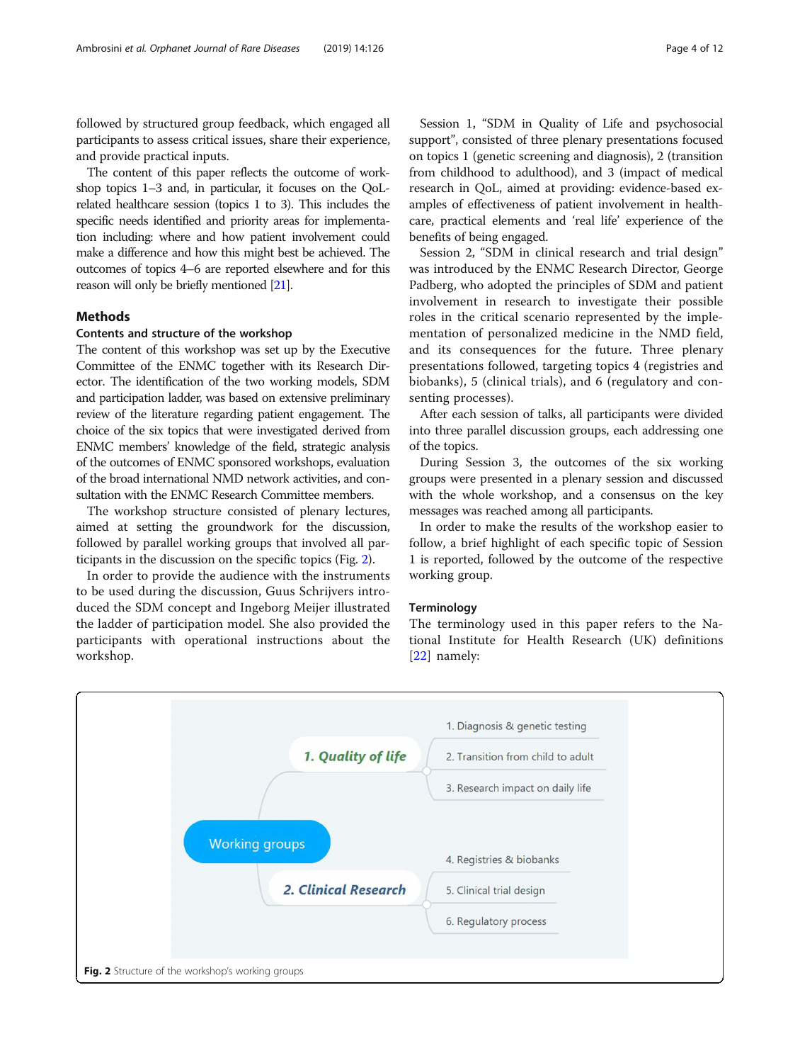followed by structured group feedback, which engaged all participants to assess critical issues, share their experience, and provide practical inputs.

The content of this paper reflects the outcome of workshop topics 1–3 and, in particular, it focuses on the QoL-related healthcare session (topics 1 to 3). This includes the specific needs identified and priority areas for implementation including: where and how patient involvement could make a difference and how this might best be achieved. The outcomes of topics 4–6 are reported elsewhere and for this reason will only be briefly mentioned [21].

## Methods

### Contents and structure of the workshop

The content of this workshop was set up by the Executive Committee of the ENMC together with its Research Director. The identification of the two working models, SDM and participation ladder, was based on extensive preliminary review of the literature regarding patient engagement. The choice of the six topics that were investigated derived from ENMC members' knowledge of the field, strategic analysis of the outcomes of ENMC sponsored workshops, evaluation of the broad international NMD network activities, and consultation with the ENMC Research Committee members.

The workshop structure consisted of plenary lectures, aimed at setting the groundwork for the discussion, followed by parallel working groups that involved all participants in the discussion on the specific topics (Fig. 2).

In order to provide the audience with the instruments to be used during the discussion, Guus Schrijvers introduced the SDM concept and Ingeborg Meijer illustrated the ladder of participation model. She also provided the participants with operational instructions about the workshop.

Session 1, "SDM in Quality of Life and psychosocial support", consisted of three plenary presentations focused on topics 1 (genetic screening and diagnosis), 2 (transition from childhood to adulthood), and 3 (impact of medical research in QoL, aimed at providing: evidence-based examples of effectiveness of patient involvement in healthcare, practical elements and 'real life' experience of the benefits of being engaged.

Session 2, "SDM in clinical research and trial design" was introduced by the ENMC Research Director, George Padberg, who adopted the principles of SDM and patient involvement in research to investigate their possible roles in the critical scenario represented by the implementation of personalized medicine in the NMD field, and its consequences for the future. Three plenary presentations followed, targeting topics 4 (registries and biobanks), 5 (clinical trials), and 6 (regulatory and consenting processes).

After each session of talks, all participants were divided into three parallel discussion groups, each addressing one of the topics.

During Session 3, the outcomes of the six working groups were presented in a plenary session and discussed with the whole workshop, and a consensus on the key messages was reached among all participants.

In order to make the results of the workshop easier to follow, a brief highlight of each specific topic of Session 1 is reported, followed by the outcome of the respective working group.

### Terminology

The terminology used in this paper refers to the National Institute for Health Research (UK) definitions [22] namely:

- Working groups
  - **1. Quality of life**
    - 1. Diagnosis & genetic testing
    - 2. Transition from child to adult
    - 3. Research impact on daily life
  - **2. Clinical Research**
    - 4. Registries & biobanks
    - 5. Clinical trial design
    - 6. Regulatory process

**Fig. 2** Structure of the workshop's working groups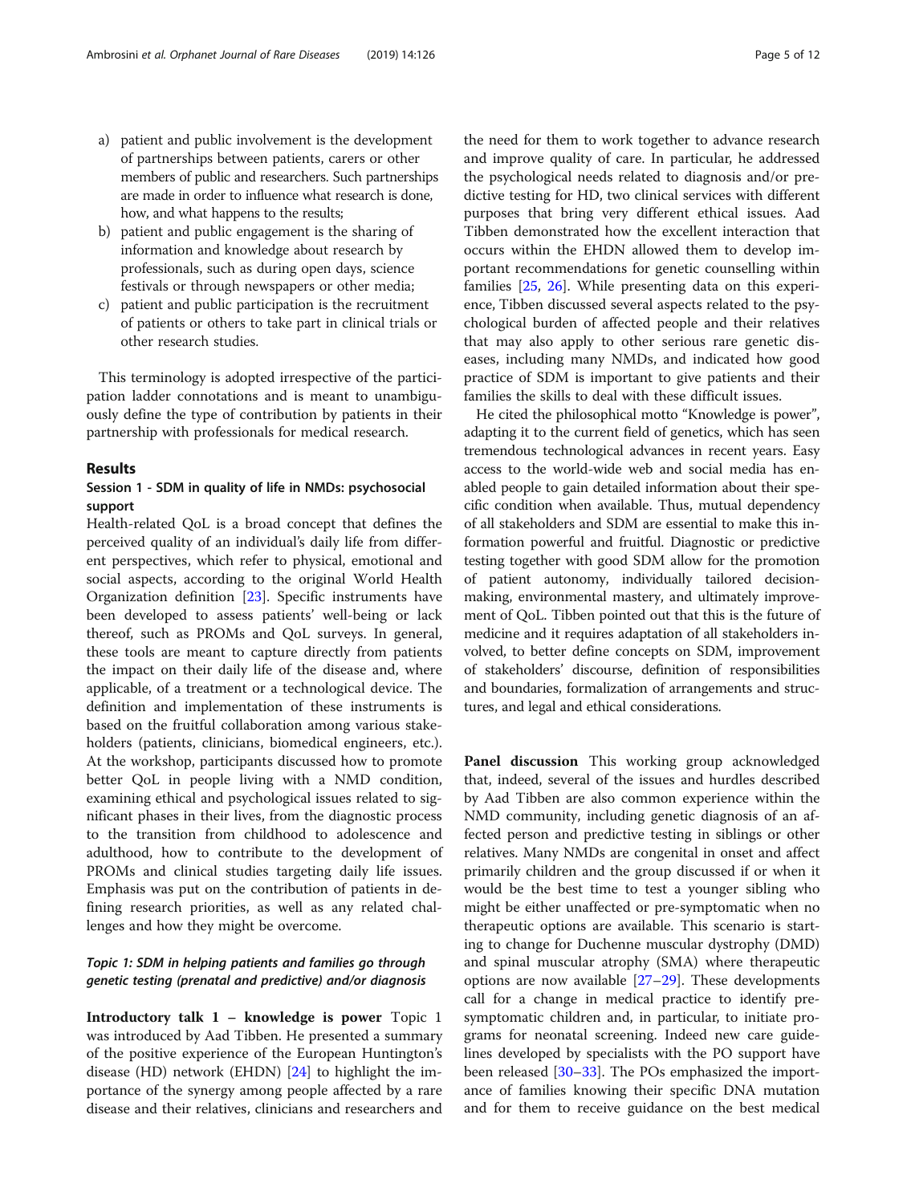a) patient and public involvement is the development of partnerships between patients, carers or other members of public and researchers. Such partnerships are made in order to influence what research is done, how, and what happens to the results;
b) patient and public engagement is the sharing of information and knowledge about research by professionals, such as during open days, science festivals or through newspapers or other media;
c) patient and public participation is the recruitment of patients or others to take part in clinical trials or other research studies.

This terminology is adopted irrespective of the participation ladder connotations and is meant to unambiguously define the type of contribution by patients in their partnership with professionals for medical research.

## Results

### Session 1 - SDM in quality of life in NMDs: psychosocial support

Health-related QoL is a broad concept that defines the perceived quality of an individual's daily life from different perspectives, which refer to physical, emotional and social aspects, according to the original World Health Organization definition [23]. Specific instruments have been developed to assess patients' well-being or lack thereof, such as PROMs and QoL surveys. In general, these tools are meant to capture directly from patients the impact on their daily life of the disease and, where applicable, of a treatment or a technological device. The definition and implementation of these instruments is based on the fruitful collaboration among various stakeholders (patients, clinicians, biomedical engineers, etc.). At the workshop, participants discussed how to promote better QoL in people living with a NMD condition, examining ethical and psychological issues related to significant phases in their lives, from the diagnostic process to the transition from childhood to adolescence and adulthood, how to contribute to the development of PROMs and clinical studies targeting daily life issues. Emphasis was put on the contribution of patients in defining research priorities, as well as any related challenges and how they might be overcome.

#### *Topic 1: SDM in helping patients and families go through genetic testing (prenatal and predictive) and/or diagnosis*

**Introductory talk 1 – knowledge is power** Topic 1 was introduced by Aad Tibben. He presented a summary of the positive experience of the European Huntington's disease (HD) network (EHDN) [24] to highlight the importance of the synergy among people affected by a rare disease and their relatives, clinicians and researchers and the need for them to work together to advance research and improve quality of care. In particular, he addressed the psychological needs related to diagnosis and/or predictive testing for HD, two clinical services with different purposes that bring very different ethical issues. Aad Tibben demonstrated how the excellent interaction that occurs within the EHDN allowed them to develop important recommendations for genetic counselling within families [25, 26]. While presenting data on this experience, Tibben discussed several aspects related to the psychological burden of affected people and their relatives that may also apply to other serious rare genetic diseases, including many NMDs, and indicated how good practice of SDM is important to give patients and their families the skills to deal with these difficult issues.

He cited the philosophical motto "Knowledge is power", adapting it to the current field of genetics, which has seen tremendous technological advances in recent years. Easy access to the world-wide web and social media has enabled people to gain detailed information about their specific condition when available. Thus, mutual dependency of all stakeholders and SDM are essential to make this information powerful and fruitful. Diagnostic or predictive testing together with good SDM allow for the promotion of patient autonomy, individually tailored decision-making, environmental mastery, and ultimately improvement of QoL. Tibben pointed out that this is the future of medicine and it requires adaptation of all stakeholders involved, to better define concepts on SDM, improvement of stakeholders' discourse, definition of responsibilities and boundaries, formalization of arrangements and structures, and legal and ethical considerations.

**Panel discussion** This working group acknowledged that, indeed, several of the issues and hurdles described by Aad Tibben are also common experience within the NMD community, including genetic diagnosis of an affected person and predictive testing in siblings or other relatives. Many NMDs are congenital in onset and affect primarily children and the group discussed if or when it would be the best time to test a younger sibling who might be either unaffected or pre-symptomatic when no therapeutic options are available. This scenario is starting to change for Duchenne muscular dystrophy (DMD) and spinal muscular atrophy (SMA) where therapeutic options are now available [27–29]. These developments call for a change in medical practice to identify pre-symptomatic children and, in particular, to initiate programs for neonatal screening. Indeed new care guidelines developed by specialists with the PO support have been released [30–33]. The POs emphasized the importance of families knowing their specific DNA mutation and for them to receive guidance on the best medical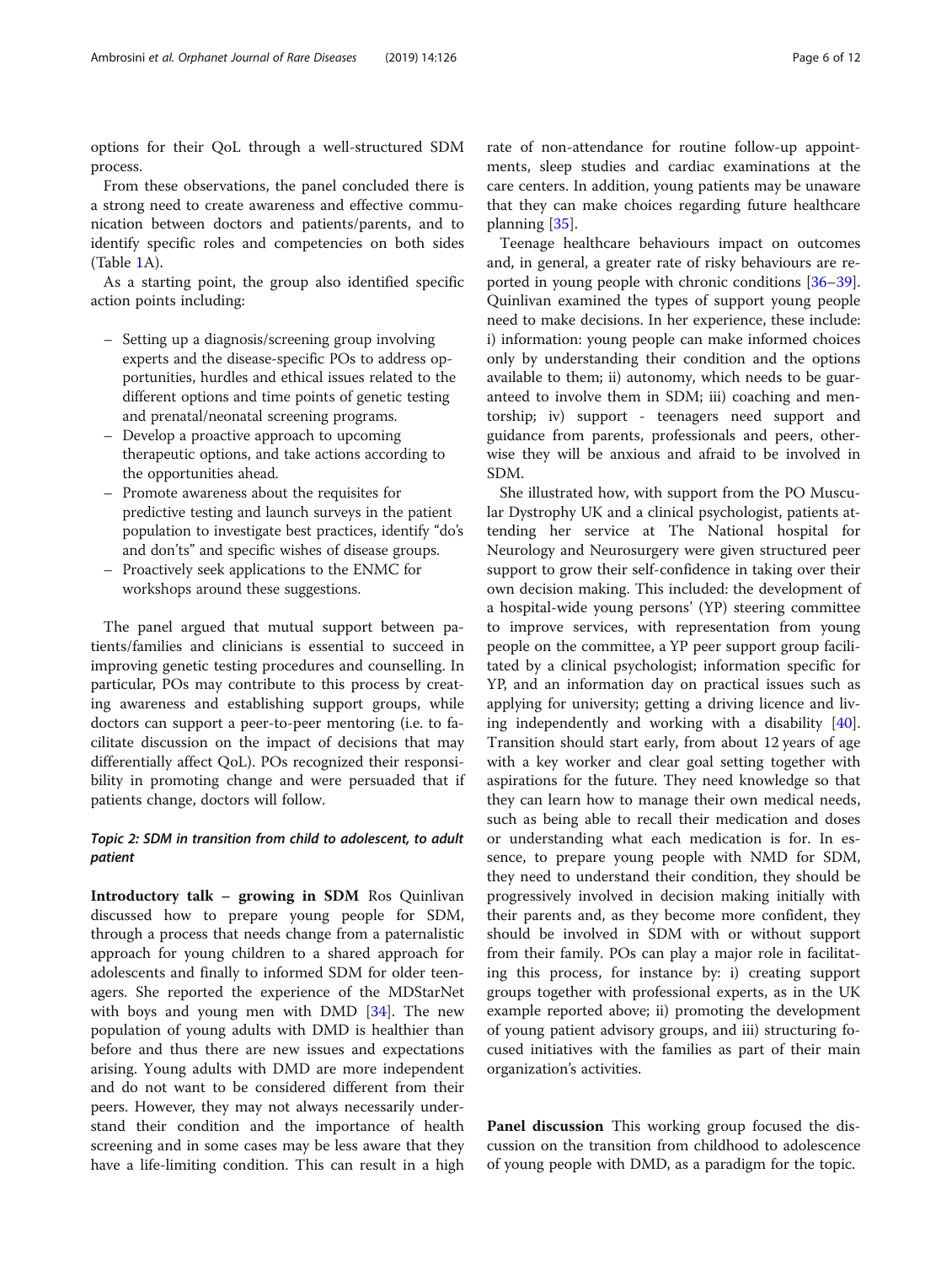options for their QoL through a well-structured SDM process.

From these observations, the panel concluded there is a strong need to create awareness and effective communication between doctors and patients/parents, and to identify specific roles and competencies on both sides (Table 1A).

As a starting point, the group also identified specific action points including:

- Setting up a diagnosis/screening group involving experts and the disease-specific POs to address opportunities, hurdles and ethical issues related to the different options and time points of genetic testing and prenatal/neonatal screening programs.
- Develop a proactive approach to upcoming therapeutic options, and take actions according to the opportunities ahead.
- Promote awareness about the requisites for predictive testing and launch surveys in the patient population to investigate best practices, identify "do's and don'ts" and specific wishes of disease groups.
- Proactively seek applications to the ENMC for workshops around these suggestions.

The panel argued that mutual support between patients/families and clinicians is essential to succeed in improving genetic testing procedures and counselling. In particular, POs may contribute to this process by creating awareness and establishing support groups, while doctors can support a peer-to-peer mentoring (i.e. to facilitate discussion on the impact of decisions that may differentially affect QoL). POs recognized their responsibility in promoting change and were persuaded that if patients change, doctors will follow.

### *Topic 2: SDM in transition from child to adolescent, to adult patient*

**Introductory talk – growing in SDM** Ros Quinlivan discussed how to prepare young people for SDM, through a process that needs change from a paternalistic approach for young children to a shared approach for adolescents and finally to informed SDM for older teenagers. She reported the experience of the MDStarNet with boys and young men with DMD [34]. The new population of young adults with DMD is healthier than before and thus there are new issues and expectations arising. Young adults with DMD are more independent and do not want to be considered different from their peers. However, they may not always necessarily understand their condition and the importance of health screening and in some cases may be less aware that they have a life-limiting condition. This can result in a high rate of non-attendance for routine follow-up appointments, sleep studies and cardiac examinations at the care centers. In addition, young patients may be unaware that they can make choices regarding future healthcare planning [35].

Teenage healthcare behaviours impact on outcomes and, in general, a greater rate of risky behaviours are reported in young people with chronic conditions [36–39]. Quinlivan examined the types of support young people need to make decisions. In her experience, these include: i) information: young people can make informed choices only by understanding their condition and the options available to them; ii) autonomy, which needs to be guaranteed to involve them in SDM; iii) coaching and mentorship; iv) support - teenagers need support and guidance from parents, professionals and peers, otherwise they will be anxious and afraid to be involved in SDM.

She illustrated how, with support from the PO Muscular Dystrophy UK and a clinical psychologist, patients attending her service at The National hospital for Neurology and Neurosurgery were given structured peer support to grow their self-confidence in taking over their own decision making. This included: the development of a hospital-wide young persons' (YP) steering committee to improve services, with representation from young people on the committee, a YP peer support group facilitated by a clinical psychologist; information specific for YP, and an information day on practical issues such as applying for university; getting a driving licence and living independently and working with a disability [40]. Transition should start early, from about 12 years of age with a key worker and clear goal setting together with aspirations for the future. They need knowledge so that they can learn how to manage their own medical needs, such as being able to recall their medication and doses or understanding what each medication is for. In essence, to prepare young people with NMD for SDM, they need to understand their condition, they should be progressively involved in decision making initially with their parents and, as they become more confident, they should be involved in SDM with or without support from their family. POs can play a major role in facilitating this process, for instance by: i) creating support groups together with professional experts, as in the UK example reported above; ii) promoting the development of young patient advisory groups, and iii) structuring focused initiatives with the families as part of their main organization's activities.

**Panel discussion** This working group focused the discussion on the transition from childhood to adolescence of young people with DMD, as a paradigm for the topic.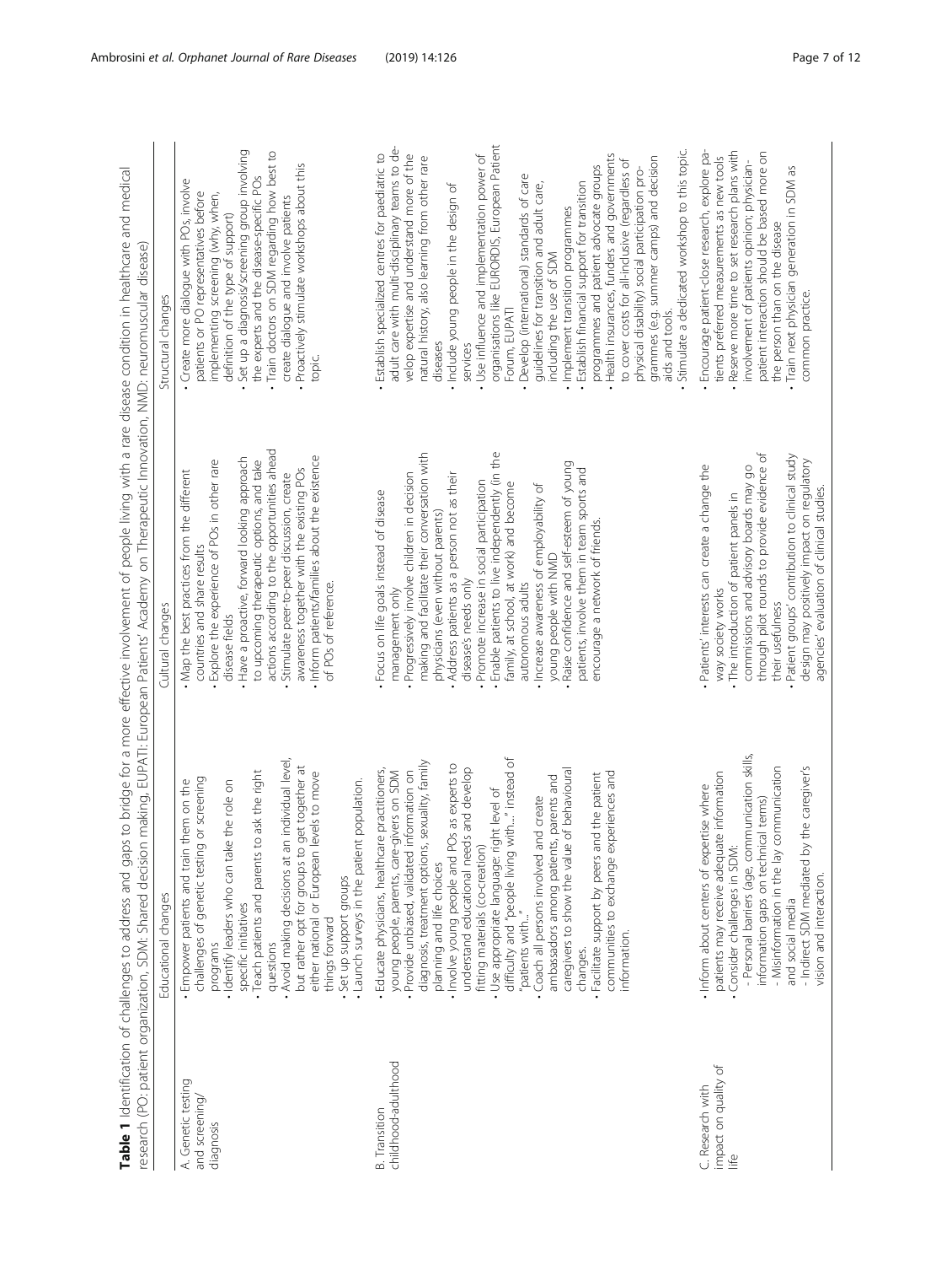**Table 1** Identification of challenges to address and gaps to bridge for a more effective involvement of people living with a rare disease condition in healthcare and medical research (PO: patient organization, SDM: Shared decision making, EUPATI: European Patients' Academy on Therapeutic Innovation, NMD: neuromuscular disease)

| | Educational changes | Cultural changes | Structural changes |
|---|---|---|---|
| A. Genetic testing and screening/ diagnosis | · Empower patients and train them on the challenges of genetic testing or screening programs<br>· Identify leaders who can take the role on specific initiatives<br>· Teach patients and parents to ask the right questions<br>· Avoid making decisions at an individual level, but rather opt for groups to get together at either national or European levels to move things forward<br>· Set up support groups<br>· Launch surveys in the patient population. | · Map the best practices from the different countries and share results<br>· Explore the experience of POs in other rare disease fields<br>· Have a proactive, forward looking approach to upcoming therapeutic options, and take actions according to the opportunities ahead<br>· Stimulate peer-to-peer discussion, create awareness together with the existing POs<br>· Inform patients/families about the existence of POs of reference. | · Create more dialogue with POs, involve patients or PO representatives before implementing screening (why, when, definition of the type of support)<br>· Set up a diagnosis/screening group involving the experts and the disease-specific POs<br>· Train doctors on SDM regarding how best to create dialogue and involve patients<br>· Proactively stimulate workshops about this topic. |
| B. Transition childhood-adulthood | · Educate physicians, healthcare practitioners, young people, parents, care-givers on SDM<br>· Provide unbiased, validated information on diagnosis, treatment options, sexuality, family planning and life choices<br>· Involve young people and POs as experts to understand educational needs and develop fitting materials (co-creation)<br>· Use appropriate language: right level of difficulty and "people living with…" instead of "patients with…"<br>· Coach all persons involved and create ambassadors among patients, parents and caregivers to show the value of behavioural changes.<br>· Facilitate support by peers and the patient communities to exchange experiences and information. | · Focus on life goals instead of disease management only<br>· Progressively involve children in decision making and facilitate their conversation with physicians (even without parents)<br>· Address patients as a person not as their disease's needs only<br>· Promote increase in social participation<br>· Enable patients to live independently (in the family, at school, at work) and become autonomous adults<br>· Increase awareness of employability of young people with NMD<br>· Raise confidence and self-esteem of young patients, involve them in team sports and encourage a network of friends. | · Establish specialized centres for paediatric to adult care with multi-disciplinary teams to develop expertise and understand more of the natural history, also learning from other rare diseases<br>· Include young people in the design of services<br>· Use influence and implementation power of organisations like EURORDIS, European Patient Forum, EUPATI<br>· Develop (international) standards of care guidelines for transition and adult care, including the use of SDM<br>· Implement transition programmes<br>· Establish financial support for transition programmes and patient advocate groups<br>· Health insurances, funders and governments to cover costs for all-inclusive (regardless of physical disability) social participation programmes (e.g. summer camps) and decision aids and tools.<br>· Stimulate a dedicated workshop to this topic. |
| C. Research with impact on quality of life | · Inform about centers of expertise where patients may receive adequate information<br>· Consider challenges in SDM:<br>- Personal barriers (age, communication skills, information gaps on technical terms)<br>- Misinformation in the lay communication and social media<br>- Indirect SDM mediated by the caregiver's vision and interaction. | · Patients' interests can create a change the way society works<br>· The introduction of patient panels in commissions and advisory boards may go through pilot rounds to provide evidence of their usefulness<br>· Patient groups' contribution to clinical study design may positively impact on regulatory agencies' evaluation of clinical studies. | · Encourage patient-close research, explore patients preferred measurements as new tools<br>· Reserve more time to set research plans with involvement of patients opinion; physician-patient interaction should be based more on the person than on the disease<br>· Train next physician generation in SDM as common practice. |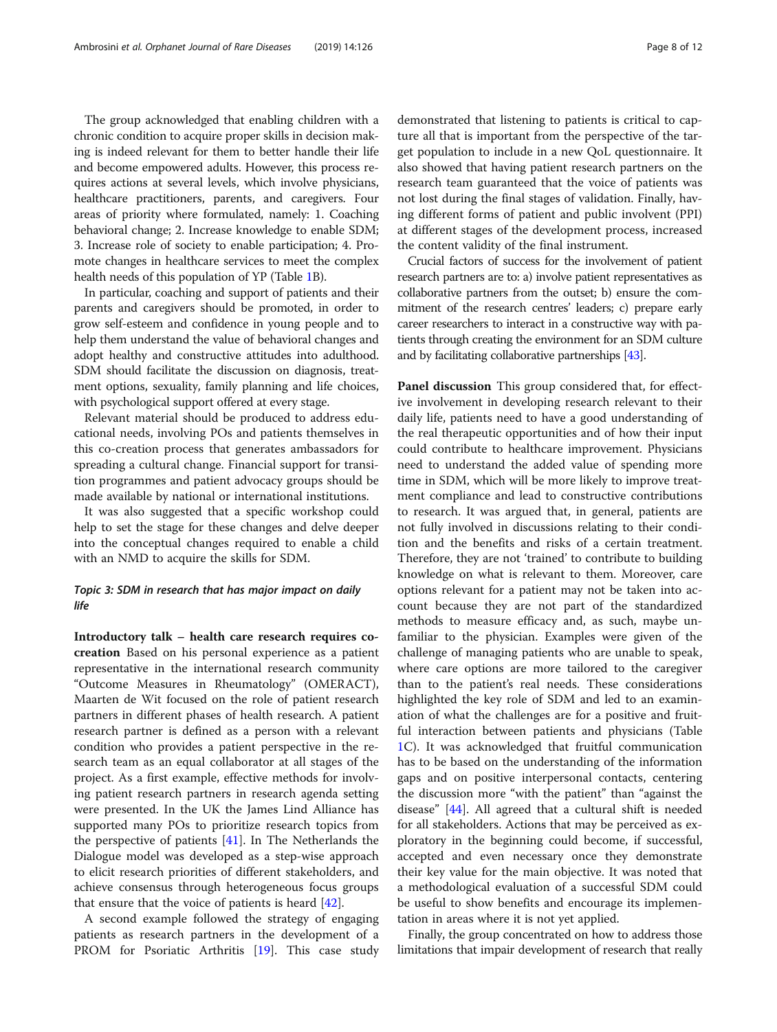The group acknowledged that enabling children with a chronic condition to acquire proper skills in decision making is indeed relevant for them to better handle their life and become empowered adults. However, this process requires actions at several levels, which involve physicians, healthcare practitioners, parents, and caregivers. Four areas of priority where formulated, namely: 1. Coaching behavioral change; 2. Increase knowledge to enable SDM; 3. Increase role of society to enable participation; 4. Promote changes in healthcare services to meet the complex health needs of this population of YP (Table 1B).

In particular, coaching and support of patients and their parents and caregivers should be promoted, in order to grow self-esteem and confidence in young people and to help them understand the value of behavioral changes and adopt healthy and constructive attitudes into adulthood. SDM should facilitate the discussion on diagnosis, treatment options, sexuality, family planning and life choices, with psychological support offered at every stage.

Relevant material should be produced to address educational needs, involving POs and patients themselves in this co-creation process that generates ambassadors for spreading a cultural change. Financial support for transition programmes and patient advocacy groups should be made available by national or international institutions.

It was also suggested that a specific workshop could help to set the stage for these changes and delve deeper into the conceptual changes required to enable a child with an NMD to acquire the skills for SDM.

### *Topic 3: SDM in research that has major impact on daily life*

**Introductory talk – health care research requires co-creation** Based on his personal experience as a patient representative in the international research community "Outcome Measures in Rheumatology" (OMERACT), Maarten de Wit focused on the role of patient research partners in different phases of health research. A patient research partner is defined as a person with a relevant condition who provides a patient perspective in the research team as an equal collaborator at all stages of the project. As a first example, effective methods for involving patient research partners in research agenda setting were presented. In the UK the James Lind Alliance has supported many POs to prioritize research topics from the perspective of patients [41]. In The Netherlands the Dialogue model was developed as a step-wise approach to elicit research priorities of different stakeholders, and achieve consensus through heterogeneous focus groups that ensure that the voice of patients is heard [42].

A second example followed the strategy of engaging patients as research partners in the development of a PROM for Psoriatic Arthritis [19]. This case study demonstrated that listening to patients is critical to capture all that is important from the perspective of the target population to include in a new QoL questionnaire. It also showed that having patient research partners on the research team guaranteed that the voice of patients was not lost during the final stages of validation. Finally, having different forms of patient and public involvent (PPI) at different stages of the development process, increased the content validity of the final instrument.

Crucial factors of success for the involvement of patient research partners are to: a) involve patient representatives as collaborative partners from the outset; b) ensure the commitment of the research centres' leaders; c) prepare early career researchers to interact in a constructive way with patients through creating the environment for an SDM culture and by facilitating collaborative partnerships [43].

**Panel discussion** This group considered that, for effective involvement in developing research relevant to their daily life, patients need to have a good understanding of the real therapeutic opportunities and of how their input could contribute to healthcare improvement. Physicians need to understand the added value of spending more time in SDM, which will be more likely to improve treatment compliance and lead to constructive contributions to research. It was argued that, in general, patients are not fully involved in discussions relating to their condition and the benefits and risks of a certain treatment. Therefore, they are not 'trained' to contribute to building knowledge on what is relevant to them. Moreover, care options relevant for a patient may not be taken into account because they are not part of the standardized methods to measure efficacy and, as such, maybe unfamiliar to the physician. Examples were given of the challenge of managing patients who are unable to speak, where care options are more tailored to the caregiver than to the patient's real needs. These considerations highlighted the key role of SDM and led to an examination of what the challenges are for a positive and fruitful interaction between patients and physicians (Table 1C). It was acknowledged that fruitful communication has to be based on the understanding of the information gaps and on positive interpersonal contacts, centering the discussion more "with the patient" than "against the disease" [44]. All agreed that a cultural shift is needed for all stakeholders. Actions that may be perceived as exploratory in the beginning could become, if successful, accepted and even necessary once they demonstrate their key value for the main objective. It was noted that a methodological evaluation of a successful SDM could be useful to show benefits and encourage its implementation in areas where it is not yet applied.

Finally, the group concentrated on how to address those limitations that impair development of research that really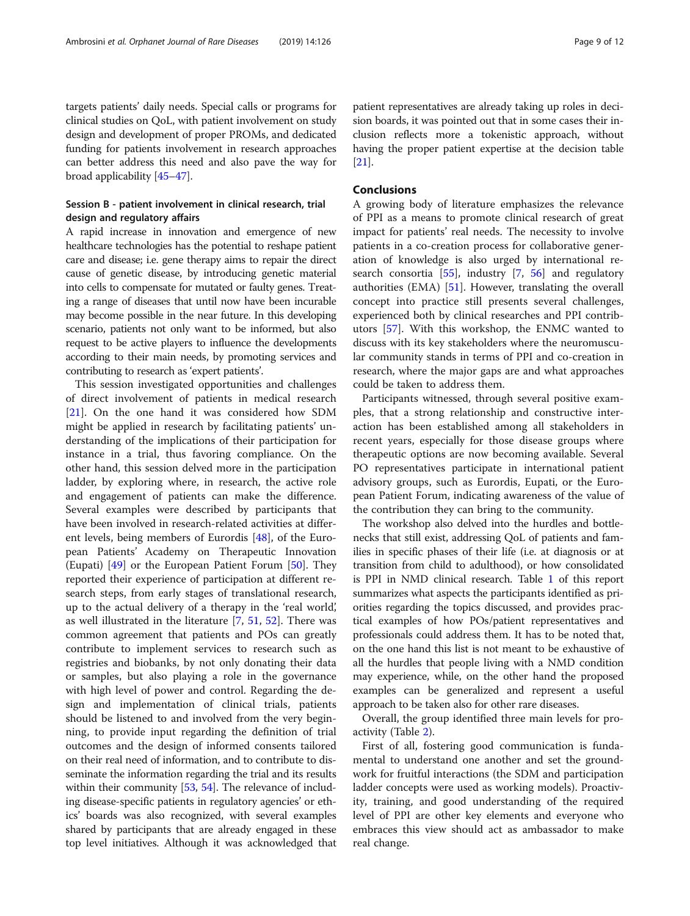targets patients' daily needs. Special calls or programs for clinical studies on QoL, with patient involvement on study design and development of proper PROMs, and dedicated funding for patients involvement in research approaches can better address this need and also pave the way for broad applicability [45–47].

### Session B - patient involvement in clinical research, trial design and regulatory affairs

A rapid increase in innovation and emergence of new healthcare technologies has the potential to reshape patient care and disease; i.e. gene therapy aims to repair the direct cause of genetic disease, by introducing genetic material into cells to compensate for mutated or faulty genes. Treating a range of diseases that until now have been incurable may become possible in the near future. In this developing scenario, patients not only want to be informed, but also request to be active players to influence the developments according to their main needs, by promoting services and contributing to research as 'expert patients'.

This session investigated opportunities and challenges of direct involvement of patients in medical research [21]. On the one hand it was considered how SDM might be applied in research by facilitating patients' understanding of the implications of their participation for instance in a trial, thus favoring compliance. On the other hand, this session delved more in the participation ladder, by exploring where, in research, the active role and engagement of patients can make the difference. Several examples were described by participants that have been involved in research-related activities at different levels, being members of Eurordis [48], of the European Patients' Academy on Therapeutic Innovation (Eupati) [49] or the European Patient Forum [50]. They reported their experience of participation at different research steps, from early stages of translational research, up to the actual delivery of a therapy in the 'real world', as well illustrated in the literature [7, 51, 52]. There was common agreement that patients and POs can greatly contribute to implement services to research such as registries and biobanks, by not only donating their data or samples, but also playing a role in the governance with high level of power and control. Regarding the design and implementation of clinical trials, patients should be listened to and involved from the very beginning, to provide input regarding the definition of trial outcomes and the design of informed consents tailored on their real need of information, and to contribute to disseminate the information regarding the trial and its results within their community [53, 54]. The relevance of including disease-specific patients in regulatory agencies' or ethics' boards was also recognized, with several examples shared by participants that are already engaged in these top level initiatives. Although it was acknowledged that patient representatives are already taking up roles in decision boards, it was pointed out that in some cases their inclusion reflects more a tokenistic approach, without having the proper patient expertise at the decision table [21].

## Conclusions

A growing body of literature emphasizes the relevance of PPI as a means to promote clinical research of great impact for patients' real needs. The necessity to involve patients in a co-creation process for collaborative generation of knowledge is also urged by international research consortia [55], industry [7, 56] and regulatory authorities (EMA) [51]. However, translating the overall concept into practice still presents several challenges, experienced both by clinical researches and PPI contributors [57]. With this workshop, the ENMC wanted to discuss with its key stakeholders where the neuromuscular community stands in terms of PPI and co-creation in research, where the major gaps are and what approaches could be taken to address them.

Participants witnessed, through several positive examples, that a strong relationship and constructive interaction has been established among all stakeholders in recent years, especially for those disease groups where therapeutic options are now becoming available. Several PO representatives participate in international patient advisory groups, such as Eurordis, Eupati, or the European Patient Forum, indicating awareness of the value of the contribution they can bring to the community.

The workshop also delved into the hurdles and bottlenecks that still exist, addressing QoL of patients and families in specific phases of their life (i.e. at diagnosis or at transition from child to adulthood), or how consolidated is PPI in NMD clinical research. Table 1 of this report summarizes what aspects the participants identified as priorities regarding the topics discussed, and provides practical examples of how POs/patient representatives and professionals could address them. It has to be noted that, on the one hand this list is not meant to be exhaustive of all the hurdles that people living with a NMD condition may experience, while, on the other hand the proposed examples can be generalized and represent a useful approach to be taken also for other rare diseases.

Overall, the group identified three main levels for proactivity (Table 2).

First of all, fostering good communication is fundamental to understand one another and set the groundwork for fruitful interactions (the SDM and participation ladder concepts were used as working models). Proactivity, training, and good understanding of the required level of PPI are other key elements and everyone who embraces this view should act as ambassador to make real change.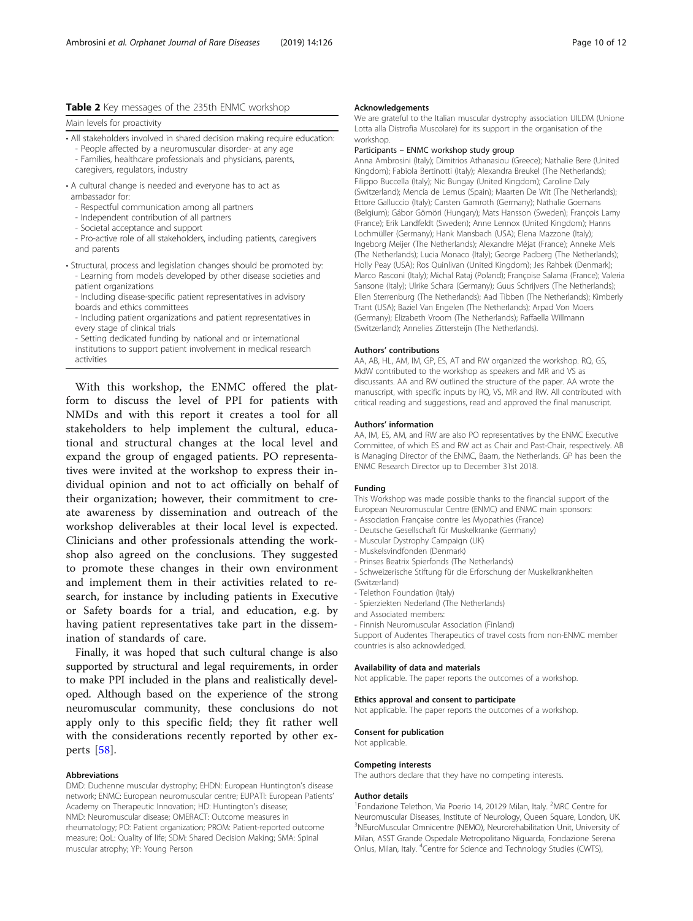**Table 2** Key messages of the 235th ENMC workshop

| Main levels for proactivity |
|---|
| • All stakeholders involved in shared decision making require education:<br>- People affected by a neuromuscular disorder- at any age<br>- Families, healthcare professionals and physicians, parents, caregivers, regulators, industry |
| • A cultural change is needed and everyone has to act as ambassador for:<br>- Respectful communication among all partners<br>- Independent contribution of all partners<br>- Societal acceptance and support<br>- Pro-active role of all stakeholders, including patients, caregivers and parents |
| • Structural, process and legislation changes should be promoted by:<br>- Learning from models developed by other disease societies and patient organizations<br>- Including disease-specific patient representatives in advisory boards and ethics committees<br>- Including patient organizations and patient representatives in every stage of clinical trials<br>- Setting dedicated funding by national and or international institutions to support patient involvement in medical research activities |

With this workshop, the ENMC offered the platform to discuss the level of PPI for patients with NMDs and with this report it creates a tool for all stakeholders to help implement the cultural, educational and structural changes at the local level and expand the group of engaged patients. PO representatives were invited at the workshop to express their individual opinion and not to act officially on behalf of their organization; however, their commitment to create awareness by dissemination and outreach of the workshop deliverables at their local level is expected. Clinicians and other professionals attending the workshop also agreed on the conclusions. They suggested to promote these changes in their own environment and implement them in their activities related to research, for instance by including patients in Executive or Safety boards for a trial, and education, e.g. by having patient representatives take part in the dissemination of standards of care.

Finally, it was hoped that such cultural change is also supported by structural and legal requirements, in order to make PPI included in the plans and realistically developed. Although based on the experience of the strong neuromuscular community, these conclusions do not apply only to this specific field; they fit rather well with the considerations recently reported by other experts [58].

#### Abbreviations

DMD: Duchenne muscular dystrophy; EHDN: European Huntington's disease network; ENMC: European neuromuscular centre; EUPATI: European Patients' Academy on Therapeutic Innovation; HD: Huntington's disease; NMD: Neuromuscular disease; OMERACT: Outcome measures in rheumatology; PO: Patient organization; PROM: Patient-reported outcome measure; QoL: Quality of life; SDM: Shared Decision Making; SMA: Spinal muscular atrophy; YP: Young Person

#### Acknowledgements

We are grateful to the Italian muscular dystrophy association UILDM (Unione Lotta alla Distrofia Muscolare) for its support in the organisation of the workshop.

#### Participants – ENMC workshop study group

Anna Ambrosini (Italy); Dimitrios Athanasiou (Greece); Nathalie Bere (United Kingdom); Fabiola Bertinotti (Italy); Alexandra Breukel (The Netherlands); Filippo Buccella (Italy); Nic Bungay (United Kingdom); Caroline Daly (Switzerland); Mencía de Lemus (Spain); Maarten De Wit (The Netherlands); Ettore Galluccio (Italy); Carsten Gamroth (Germany); Nathalie Goemans (Belgium); Gábor Gömöri (Hungary); Mats Hansson (Sweden); François Lamy (France); Erik Landfeldt (Sweden); Anne Lennox (United Kingdom); Hanns Lochmüller (Germany); Hank Mansbach (USA); Elena Mazzone (Italy); Ingeborg Meijer (The Netherlands); Alexandre Méjat (France); Anneke Mels (The Netherlands); Lucia Monaco (Italy); George Padberg (The Netherlands); Holly Peay (USA); Ros Quinlivan (United Kingdom); Jes Rahbek (Denmark); Marco Rasconi (Italy); Michal Rataj (Poland); Françoise Salama (France); Valeria Sansone (Italy); Ulrike Schara (Germany); Guus Schrijvers (The Netherlands); Ellen Sterrenburg (The Netherlands); Aad Tibben (The Netherlands); Kimberly Trant (USA); Baziel Van Engelen (The Netherlands); Arpad Von Moers (Germany); Elizabeth Vroom (The Netherlands); Raffaella Willmann (Switzerland); Annelies Zittersteijn (The Netherlands).

#### Authors' contributions

AA, AB, HL, AM, IM, GP, ES, AT and RW organized the workshop. RQ, GS, MdW contributed to the workshop as speakers and MR and VS as discussants. AA and RW outlined the structure of the paper. AA wrote the manuscript, with specific inputs by RQ, VS, MR and RW. All contributed with critical reading and suggestions, read and approved the final manuscript.

#### Authors' information

AA, IM, ES, AM, and RW are also PO representatives by the ENMC Executive Committee, of which ES and RW act as Chair and Past-Chair, respectively. AB is Managing Director of the ENMC, Baarn, the Netherlands. GP has been the ENMC Research Director up to December 31st 2018.

#### Funding

This Workshop was made possible thanks to the financial support of the European Neuromuscular Centre (ENMC) and ENMC main sponsors:
- Association Française contre les Myopathies (France)
- Deutsche Gesellschaft für Muskelkranke (Germany)
- Muscular Dystrophy Campaign (UK)
- Muskelsvindfonden (Denmark)
- Prinses Beatrix Spierfonds (The Netherlands)
- Schweizerische Stiftung für die Erforschung der Muskelkrankheiten (Switzerland)
- Telethon Foundation (Italy)
- Spierziekten Nederland (The Netherlands)

and Associated members:
- Finnish Neuromuscular Association (Finland)

Support of Audentes Therapeutics of travel costs from non-ENMC member countries is also acknowledged.

#### Availability of data and materials

Not applicable. The paper reports the outcomes of a workshop.

#### Ethics approval and consent to participate

Not applicable. The paper reports the outcomes of a workshop.

#### Consent for publication

Not applicable.

#### Competing interests

The authors declare that they have no competing interests.

#### Author details

[1]Fondazione Telethon, Via Poerio 14, 20129 Milan, Italy. [2]MRC Centre for Neuromuscular Diseases, Institute of Neurology, Queen Square, London, UK. [3]NEuroMuscular Omnicentre (NEMO), Neurorehabilitation Unit, University of Milan, ASST Grande Ospedale Metropolitano Niguarda, Fondazione Serena Onlus, Milan, Italy. [4]Centre for Science and Technology Studies (CWTS),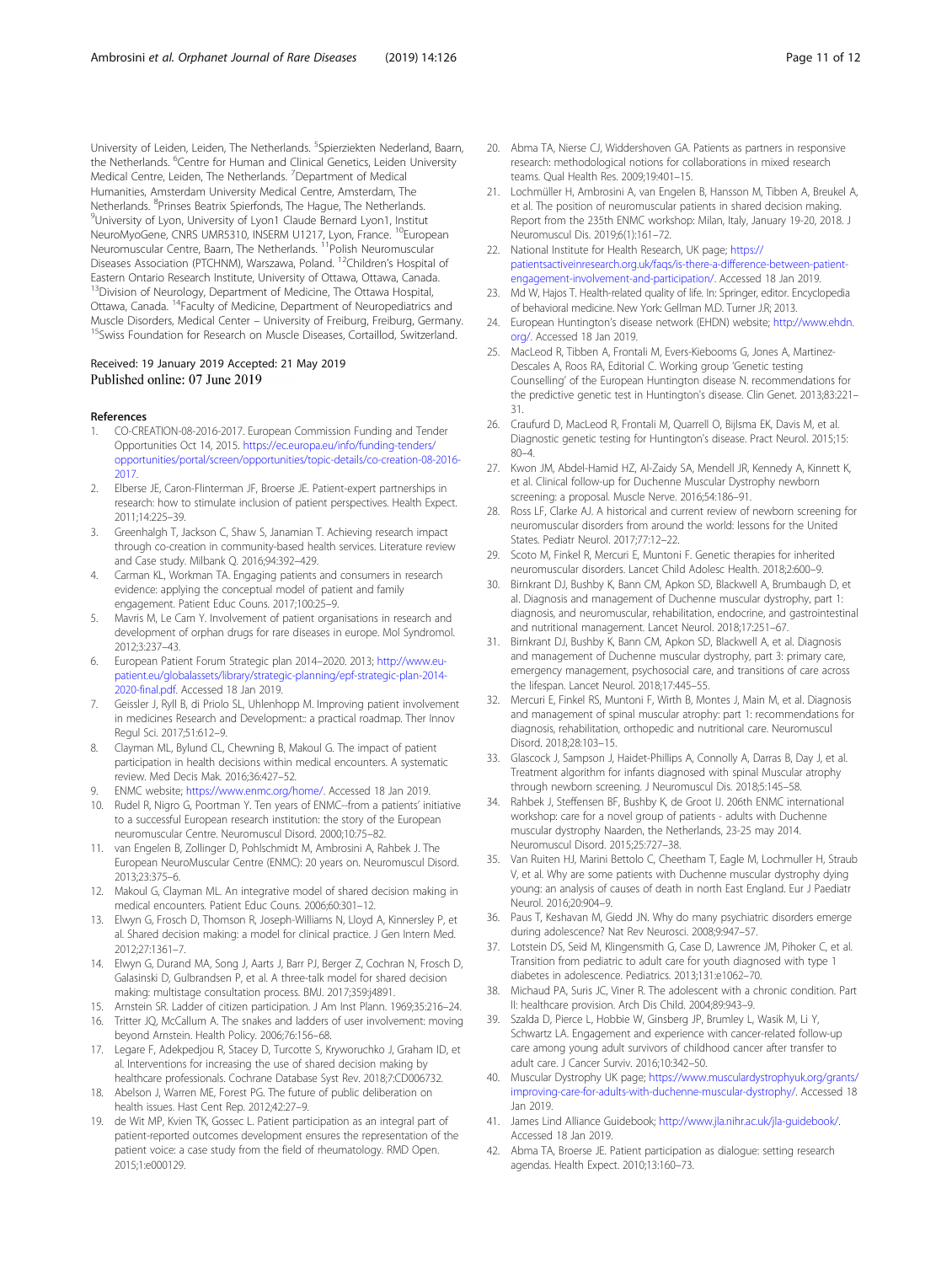University of Leiden, Leiden, The Netherlands. [5]Spierziekten Nederland, Baarn, the Netherlands. [6]Centre for Human and Clinical Genetics, Leiden University Medical Centre, Leiden, The Netherlands. [7]Department of Medical Humanities, Amsterdam University Medical Centre, Amsterdam, The Netherlands. [8]Prinses Beatrix Spierfonds, The Hague, The Netherlands. [9]University of Lyon, University of Lyon1 Claude Bernard Lyon1, Institut NeuroMyoGene, CNRS UMR5310, INSERM U1217, Lyon, France. [10]European Neuromuscular Centre, Baarn, The Netherlands. [11]Polish Neuromuscular Diseases Association (PTCHNM), Warszawa, Poland. [12]Children's Hospital of Eastern Ontario Research Institute, University of Ottawa, Ottawa, Canada. [13]Division of Neurology, Department of Medicine, The Ottawa Hospital, Ottawa, Canada. [14]Faculty of Medicine, Department of Neuropediatrics and Muscle Disorders, Medical Center – University of Freiburg, Freiburg, Germany. [15]Swiss Foundation for Research on Muscle Diseases, Cortaillod, Switzerland.

Received: 19 January 2019 Accepted: 21 May 2019
Published online: 07 June 2019

## References

1. CO-CREATION-08-2016-2017. European Commission Funding and Tender Opportunities Oct 14, 2015. https://ec.europa.eu/info/funding-tenders/opportunities/portal/screen/opportunities/topic-details/co-creation-08-2016-2017.
2. Elberse JE, Caron-Flinterman JF, Broerse JE. Patient-expert partnerships in research: how to stimulate inclusion of patient perspectives. Health Expect. 2011;14:225–39.
3. Greenhalgh T, Jackson C, Shaw S, Janamian T. Achieving research impact through co-creation in community-based health services. Literature review and Case study. Milbank Q. 2016;94:392–429.
4. Carman KL, Workman TA. Engaging patients and consumers in research evidence: applying the conceptual model of patient and family engagement. Patient Educ Couns. 2017;100:25–9.
5. Mavris M, Le Cam Y. Involvement of patient organisations in research and development of orphan drugs for rare diseases in europe. Mol Syndromol. 2012;3:237–43.
6. European Patient Forum Strategic plan 2014–2020. 2013; http://www.eu-patient.eu/globalassets/library/strategic-planning/epf-strategic-plan-2014-2020-final.pdf. Accessed 18 Jan 2019.
7. Geissler J, Ryll B, di Priolo SL, Uhlenhopp M. Improving patient involvement in medicines Research and Development:: a practical roadmap. Ther Innov Regul Sci. 2017;51:612–9.
8. Clayman ML, Bylund CL, Chewning B, Makoul G. The impact of patient participation in health decisions within medical encounters. A systematic review. Med Decis Mak. 2016;36:427–52.
9. ENMC website; https://www.enmc.org/home/. Accessed 18 Jan 2019.
10. Rudel R, Nigro G, Poortman Y. Ten years of ENMC--from a patients' initiative to a successful European research institution: the story of the European neuromuscular Centre. Neuromuscul Disord. 2000;10:75–82.
11. van Engelen B, Zollinger D, Pohlschmidt M, Ambrosini A, Rahbek J. The European NeuroMuscular Centre (ENMC): 20 years on. Neuromuscul Disord. 2013;23:375–6.
12. Makoul G, Clayman ML. An integrative model of shared decision making in medical encounters. Patient Educ Couns. 2006;60:301–12.
13. Elwyn G, Frosch D, Thomson R, Joseph-Williams N, Lloyd A, Kinnersley P, et al. Shared decision making: a model for clinical practice. J Gen Intern Med. 2012;27:1361–7.
14. Elwyn G, Durand MA, Song J, Aarts J, Barr PJ, Berger Z, Cochran N, Frosch D, Galasinski D, Gulbrandsen P, et al. A three-talk model for shared decision making: multistage consultation process. BMJ. 2017;359:j4891.
15. Arnstein SR. Ladder of citizen participation. J Am Inst Plann. 1969;35:216–24.
16. Tritter JQ, McCallum A. The snakes and ladders of user involvement: moving beyond Arnstein. Health Policy. 2006;76:156–68.
17. Legare F, Adekpedjou R, Stacey D, Turcotte S, Kryworuchko J, Graham ID, et al. Interventions for increasing the use of shared decision making by healthcare professionals. Cochrane Database Syst Rev. 2018;7:CD006732.
18. Abelson J, Warren ME, Forest PG. The future of public deliberation on health issues. Hast Cent Rep. 2012;42:27–9.
19. de Wit MP, Kvien TK, Gossec L. Patient participation as an integral part of patient-reported outcomes development ensures the representation of the patient voice: a case study from the field of rheumatology. RMD Open. 2015;1:e000129.
20. Abma TA, Nierse CJ, Widdershoven GA. Patients as partners in responsive research: methodological notions for collaborations in mixed research teams. Qual Health Res. 2009;19:401–15.
21. Lochmüller H, Ambrosini A, van Engelen B, Hansson M, Tibben A, Breukel A, et al. The position of neuromuscular patients in shared decision making. Report from the 235th ENMC workshop: Milan, Italy, January 19-20, 2018. J Neuromuscul Dis. 2019;6(1):161–72.
22. National Institute for Health Research, UK page; https://patientsactiveinresearch.org.uk/faqs/is-there-a-difference-between-patient-engagement-involvement-and-participation/. Accessed 18 Jan 2019.
23. Md W, Hajos T. Health-related quality of life. In: Springer, editor. Encyclopedia of behavioral medicine. New York: Gellman M.D. Turner J.R; 2013.
24. European Huntington's disease network (EHDN) website; http://www.ehdn.org/. Accessed 18 Jan 2019.
25. MacLeod R, Tibben A, Frontali M, Evers-Kiebooms G, Jones A, Martinez-Descales A, Roos RA, Editorial C. Working group 'Genetic testing Counselling' of the European Huntington disease N. recommendations for the predictive genetic test in Huntington's disease. Clin Genet. 2013;83:221–31.
26. Craufurd D, MacLeod R, Frontali M, Quarrell O, Bijlsma EK, Davis M, et al. Diagnostic genetic testing for Huntington's disease. Pract Neurol. 2015;15:80–4.
27. Kwon JM, Abdel-Hamid HZ, Al-Zaidy SA, Mendell JR, Kennedy A, Kinnett K, et al. Clinical follow-up for Duchenne Muscular Dystrophy newborn screening: a proposal. Muscle Nerve. 2016;54:186–91.
28. Ross LF, Clarke AJ. A historical and current review of newborn screening for neuromuscular disorders from around the world: lessons for the United States. Pediatr Neurol. 2017;77:12–22.
29. Scoto M, Finkel R, Mercuri E, Muntoni F. Genetic therapies for inherited neuromuscular disorders. Lancet Child Adolesc Health. 2018;2:600–9.
30. Birnkrant DJ, Bushby K, Bann CM, Apkon SD, Blackwell A, Brumbaugh D, et al. Diagnosis and management of Duchenne muscular dystrophy, part 1: diagnosis, and neuromuscular, rehabilitation, endocrine, and gastrointestinal and nutritional management. Lancet Neurol. 2018;17:251–67.
31. Birnkrant DJ, Bushby K, Bann CM, Apkon SD, Blackwell A, et al. Diagnosis and management of Duchenne muscular dystrophy, part 3: primary care, emergency management, psychosocial care, and transitions of care across the lifespan. Lancet Neurol. 2018;17:445–55.
32. Mercuri E, Finkel RS, Muntoni F, Wirth B, Montes J, Main M, et al. Diagnosis and management of spinal muscular atrophy: part 1: recommendations for diagnosis, rehabilitation, orthopedic and nutritional care. Neuromuscul Disord. 2018;28:103–15.
33. Glascock J, Sampson J, Haidet-Phillips A, Connolly A, Darras B, Day J, et al. Treatment algorithm for infants diagnosed with spinal Muscular atrophy through newborn screening. J Neuromuscul Dis. 2018;5:145–58.
34. Rahbek J, Steffensen BF, Bushby K, de Groot IJ. 206th ENMC international workshop: care for a novel group of patients - adults with Duchenne muscular dystrophy Naarden, the Netherlands, 23-25 may 2014. Neuromuscul Disord. 2015;25:727–38.
35. Van Ruiten HJ, Marini Bettolo C, Cheetham T, Eagle M, Lochmuller H, Straub V, et al. Why are some patients with Duchenne muscular dystrophy dying young: an analysis of causes of death in north East England. Eur J Paediatr Neurol. 2016;20:904–9.
36. Paus T, Keshavan M, Giedd JN. Why do many psychiatric disorders emerge during adolescence? Nat Rev Neurosci. 2008;9:947–57.
37. Lotstein DS, Seid M, Klingensmith G, Case D, Lawrence JM, Pihoker C, et al. Transition from pediatric to adult care for youth diagnosed with type 1 diabetes in adolescence. Pediatrics. 2013;131:e1062–70.
38. Michaud PA, Suris JC, Viner R. The adolescent with a chronic condition. Part II: healthcare provision. Arch Dis Child. 2004;89:943–9.
39. Szalda D, Pierce L, Hobbie W, Ginsberg JP, Brumley L, Wasik M, Li Y, Schwartz LA. Engagement and experience with cancer-related follow-up care among young adult survivors of childhood cancer after transfer to adult care. J Cancer Surviv. 2016;10:342–50.
40. Muscular Dystrophy UK page; https://www.musculardystrophyuk.org/grants/improving-care-for-adults-with-duchenne-muscular-dystrophy/. Accessed 18 Jan 2019.
41. James Lind Alliance Guidebook; http://www.jla.nihr.ac.uk/jla-guidebook/. Accessed 18 Jan 2019.
42. Abma TA, Broerse JE. Patient participation as dialogue: setting research agendas. Health Expect. 2010;13:160–73.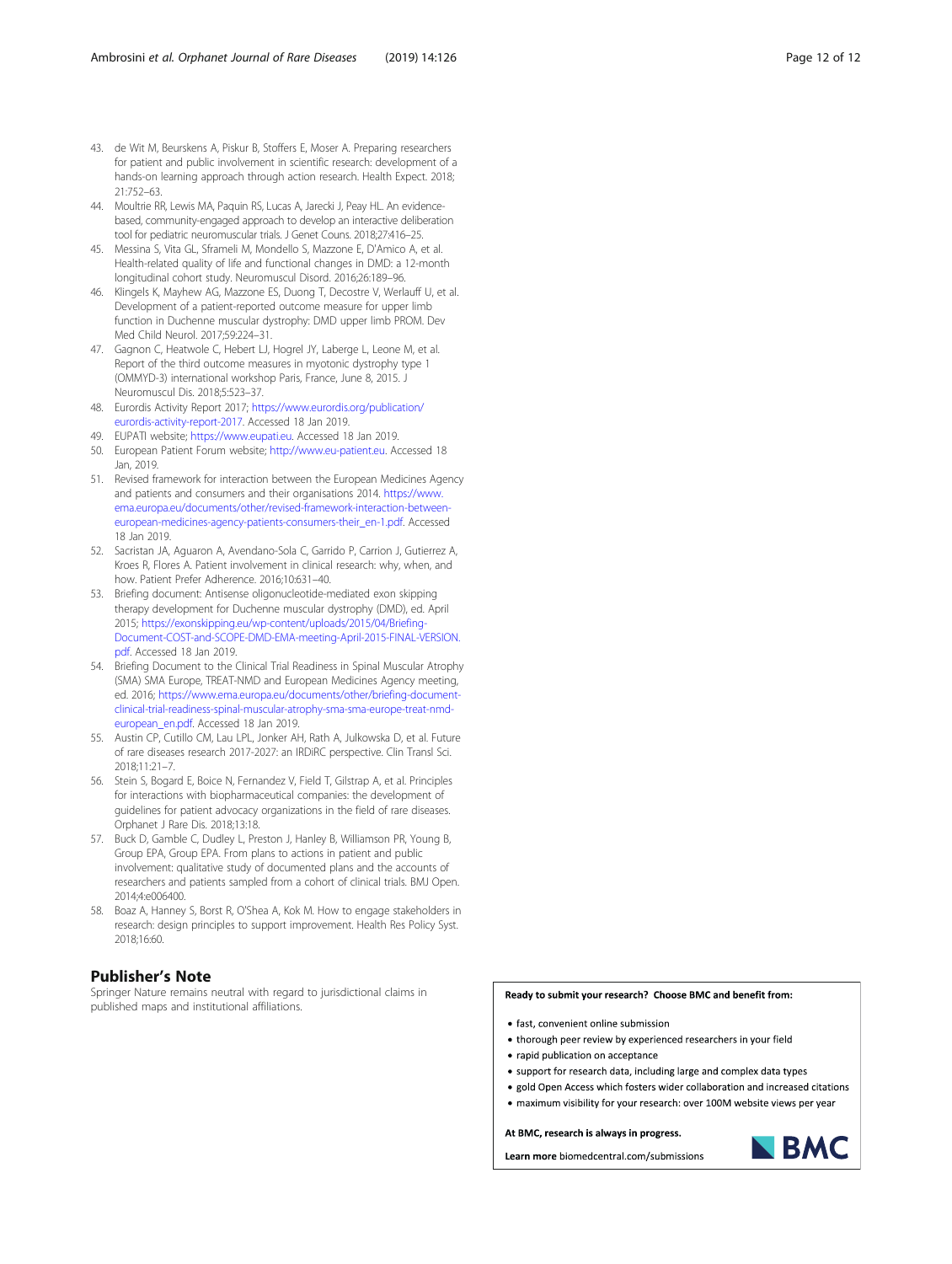43. de Wit M, Beurskens A, Piskur B, Stoffers E, Moser A. Preparing researchers for patient and public involvement in scientific research: development of a hands-on learning approach through action research. Health Expect. 2018; 21:752–63.
44. Moultrie RR, Lewis MA, Paquin RS, Lucas A, Jarecki J, Peay HL. An evidence-based, community-engaged approach to develop an interactive deliberation tool for pediatric neuromuscular trials. J Genet Couns. 2018;27:416–25.
45. Messina S, Vita GL, Sframeli M, Mondello S, Mazzone E, D'Amico A, et al. Health-related quality of life and functional changes in DMD: a 12-month longitudinal cohort study. Neuromuscul Disord. 2016;26:189–96.
46. Klingels K, Mayhew AG, Mazzone ES, Duong T, Decostre V, Werlauff U, et al. Development of a patient-reported outcome measure for upper limb function in Duchenne muscular dystrophy: DMD upper limb PROM. Dev Med Child Neurol. 2017;59:224–31.
47. Gagnon C, Heatwole C, Hebert LJ, Hogrel JY, Laberge L, Leone M, et al. Report of the third outcome measures in myotonic dystrophy type 1 (OMMYD-3) international workshop Paris, France, June 8, 2015. J Neuromuscul Dis. 2018;5:523–37.
48. Eurordis Activity Report 2017; https://www.eurordis.org/publication/eurordis-activity-report-2017. Accessed 18 Jan 2019.
49. EUPATI website; https://www.eupati.eu. Accessed 18 Jan 2019.
50. European Patient Forum website; http://www.eu-patient.eu. Accessed 18 Jan, 2019.
51. Revised framework for interaction between the European Medicines Agency and patients and consumers and their organisations 2014. https://www.ema.europa.eu/documents/other/revised-framework-interaction-between-european-medicines-agency-patients-consumers-their_en-1.pdf. Accessed 18 Jan 2019.
52. Sacristan JA, Aguaron A, Avendano-Sola C, Garrido P, Carrion J, Gutierrez A, Kroes R, Flores A. Patient involvement in clinical research: why, when, and how. Patient Prefer Adherence. 2016;10:631–40.
53. Briefing document: Antisense oligonucleotide-mediated exon skipping therapy development for Duchenne muscular dystrophy (DMD), ed. April 2015; https://exonskipping.eu/wp-content/uploads/2015/04/Briefing-Document-COST-and-SCOPE-DMD-EMA-meeting-April-2015-FINAL-VERSION.pdf. Accessed 18 Jan 2019.
54. Briefing Document to the Clinical Trial Readiness in Spinal Muscular Atrophy (SMA) SMA Europe, TREAT-NMD and European Medicines Agency meeting, ed. 2016; https://www.ema.europa.eu/documents/other/briefing-document-clinical-trial-readiness-spinal-muscular-atrophy-sma-sma-europe-treat-nmd-european_en.pdf. Accessed 18 Jan 2019.
55. Austin CP, Cutillo CM, Lau LPL, Jonker AH, Rath A, Julkowska D, et al. Future of rare diseases research 2017-2027: an IRDiRC perspective. Clin Transl Sci. 2018;11:21–7.
56. Stein S, Bogard E, Boice N, Fernandez V, Field T, Gilstrap A, et al. Principles for interactions with biopharmaceutical companies: the development of guidelines for patient advocacy organizations in the field of rare diseases. Orphanet J Rare Dis. 2018;13:18.
57. Buck D, Gamble C, Dudley L, Preston J, Hanley B, Williamson PR, Young B, Group EPA, Group EPA. From plans to actions in patient and public involvement: qualitative study of documented plans and the accounts of researchers and patients sampled from a cohort of clinical trials. BMJ Open. 2014;4:e006400.
58. Boaz A, Hanney S, Borst R, O'Shea A, Kok M. How to engage stakeholders in research: design principles to support improvement. Health Res Policy Syst. 2018;16:60.

## Publisher's Note

Springer Nature remains neutral with regard to jurisdictional claims in published maps and institutional affiliations.

**Ready to submit your research? Choose BMC and benefit from:**

- fast, convenient online submission
- thorough peer review by experienced researchers in your field
- rapid publication on acceptance
- support for research data, including large and complex data types
- gold Open Access which fosters wider collaboration and increased citations
- maximum visibility for your research: over 100M website views per year

**At BMC, research is always in progress.**

**Learn more** biomedcentral.com/submissions

BMC